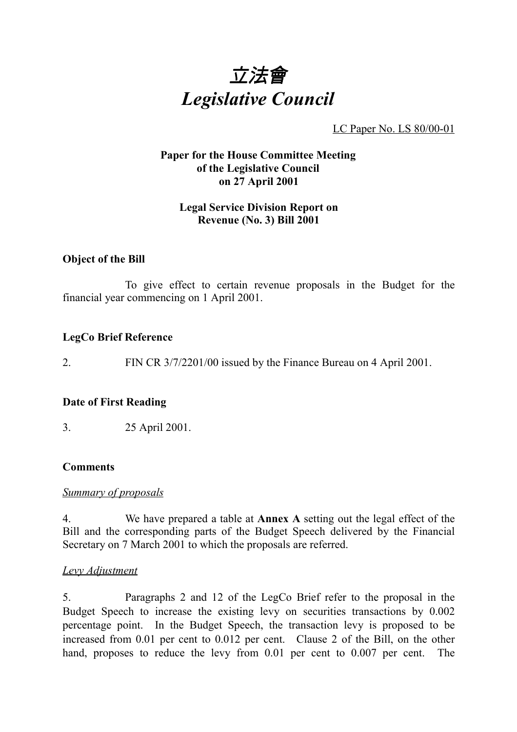# 立法會
# *Legislative Council*

LC Paper No. LS 80/00-01

**Paper for the House Committee Meeting of the Legislative Council on 27 April 2001**

**Legal Service Division Report on Revenue (No. 3) Bill 2001**

**Object of the Bill**

To give effect to certain revenue proposals in the Budget for the financial year commencing on 1 April 2001.

**LegCo Brief Reference**

2. FIN CR 3/7/2201/00 issued by the Finance Bureau on 4 April 2001.

**Date of First Reading**

3. 25 April 2001.

**Comments**

*Summary of proposals*

4. We have prepared a table at **Annex A** setting out the legal effect of the Bill and the corresponding parts of the Budget Speech delivered by the Financial Secretary on 7 March 2001 to which the proposals are referred.

*Levy Adjustment*

5. Paragraphs 2 and 12 of the LegCo Brief refer to the proposal in the Budget Speech to increase the existing levy on securities transactions by 0.002 percentage point. In the Budget Speech, the transaction levy is proposed to be increased from 0.01 per cent to 0.012 per cent. Clause 2 of the Bill, on the other hand, proposes to reduce the levy from 0.01 per cent to 0.007 per cent. The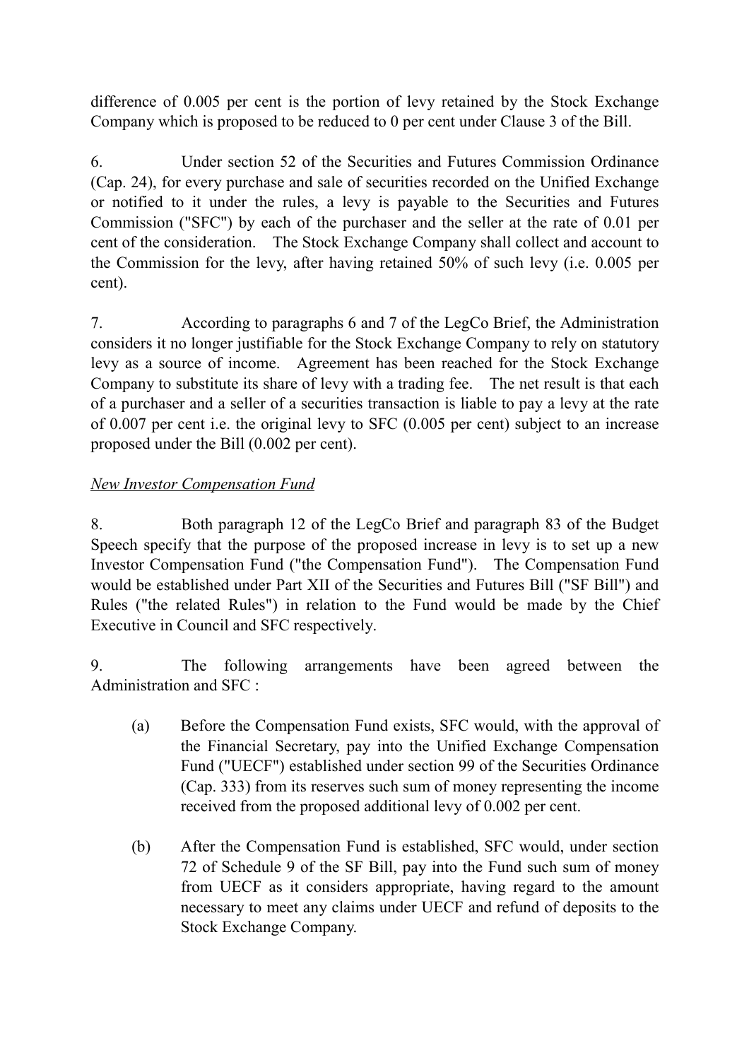difference of 0.005 per cent is the portion of levy retained by the Stock Exchange Company which is proposed to be reduced to 0 per cent under Clause 3 of the Bill.

6. Under section 52 of the Securities and Futures Commission Ordinance (Cap. 24), for every purchase and sale of securities recorded on the Unified Exchange or notified to it under the rules, a levy is payable to the Securities and Futures Commission ("SFC") by each of the purchaser and the seller at the rate of 0.01 per cent of the consideration. The Stock Exchange Company shall collect and account to the Commission for the levy, after having retained 50% of such levy (i.e. 0.005 per cent).

7. According to paragraphs 6 and 7 of the LegCo Brief, the Administration considers it no longer justifiable for the Stock Exchange Company to rely on statutory levy as a source of income. Agreement has been reached for the Stock Exchange Company to substitute its share of levy with a trading fee. The net result is that each of a purchaser and a seller of a securities transaction is liable to pay a levy at the rate of 0.007 per cent i.e. the original levy to SFC (0.005 per cent) subject to an increase proposed under the Bill (0.002 per cent).

*New Investor Compensation Fund*

8. Both paragraph 12 of the LegCo Brief and paragraph 83 of the Budget Speech specify that the purpose of the proposed increase in levy is to set up a new Investor Compensation Fund ("the Compensation Fund"). The Compensation Fund would be established under Part XII of the Securities and Futures Bill ("SF Bill") and Rules ("the related Rules") in relation to the Fund would be made by the Chief Executive in Council and SFC respectively.

9. The following arrangements have been agreed between the Administration and SFC :

(a) Before the Compensation Fund exists, SFC would, with the approval of the Financial Secretary, pay into the Unified Exchange Compensation Fund ("UECF") established under section 99 of the Securities Ordinance (Cap. 333) from its reserves such sum of money representing the income received from the proposed additional levy of 0.002 per cent.

(b) After the Compensation Fund is established, SFC would, under section 72 of Schedule 9 of the SF Bill, pay into the Fund such sum of money from UECF as it considers appropriate, having regard to the amount necessary to meet any claims under UECF and refund of deposits to the Stock Exchange Company.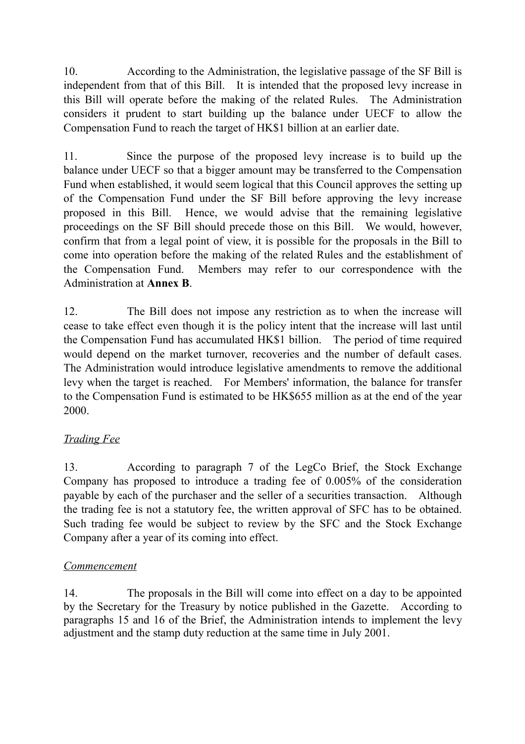10. According to the Administration, the legislative passage of the SF Bill is independent from that of this Bill. It is intended that the proposed levy increase in this Bill will operate before the making of the related Rules. The Administration considers it prudent to start building up the balance under UECF to allow the Compensation Fund to reach the target of HK$1 billion at an earlier date.

11. Since the purpose of the proposed levy increase is to build up the balance under UECF so that a bigger amount may be transferred to the Compensation Fund when established, it would seem logical that this Council approves the setting up of the Compensation Fund under the SF Bill before approving the levy increase proposed in this Bill. Hence, we would advise that the remaining legislative proceedings on the SF Bill should precede those on this Bill. We would, however, confirm that from a legal point of view, it is possible for the proposals in the Bill to come into operation before the making of the related Rules and the establishment of the Compensation Fund. Members may refer to our correspondence with the Administration at **Annex B**.

12. The Bill does not impose any restriction as to when the increase will cease to take effect even though it is the policy intent that the increase will last until the Compensation Fund has accumulated HK$1 billion. The period of time required would depend on the market turnover, recoveries and the number of default cases. The Administration would introduce legislative amendments to remove the additional levy when the target is reached. For Members' information, the balance for transfer to the Compensation Fund is estimated to be HK$655 million as at the end of the year 2000.

*Trading Fee*

13. According to paragraph 7 of the LegCo Brief, the Stock Exchange Company has proposed to introduce a trading fee of 0.005% of the consideration payable by each of the purchaser and the seller of a securities transaction. Although the trading fee is not a statutory fee, the written approval of SFC has to be obtained. Such trading fee would be subject to review by the SFC and the Stock Exchange Company after a year of its coming into effect.

*Commencement*

14. The proposals in the Bill will come into effect on a day to be appointed by the Secretary for the Treasury by notice published in the Gazette. According to paragraphs 15 and 16 of the Brief, the Administration intends to implement the levy adjustment and the stamp duty reduction at the same time in July 2001.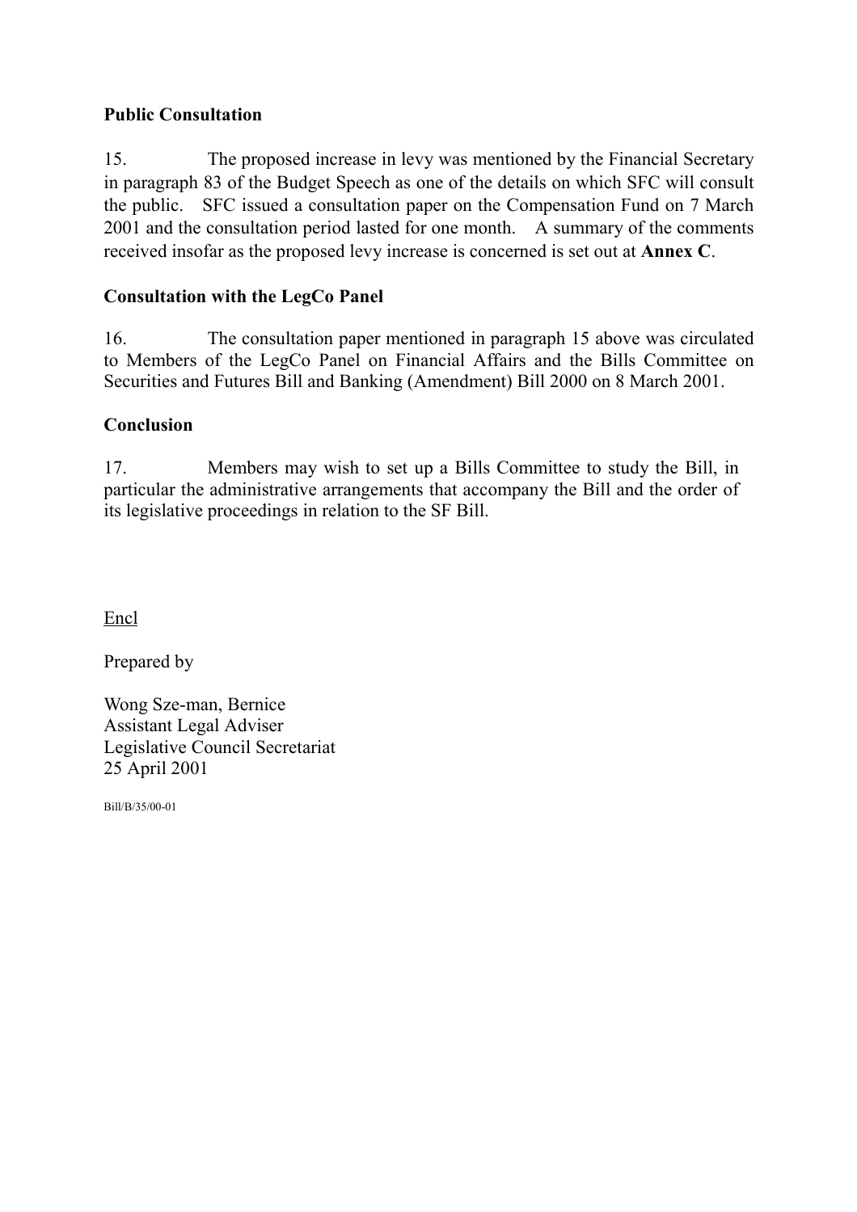**Public Consultation**

15. The proposed increase in levy was mentioned by the Financial Secretary in paragraph 83 of the Budget Speech as one of the details on which SFC will consult the public. SFC issued a consultation paper on the Compensation Fund on 7 March 2001 and the consultation period lasted for one month. A summary of the comments received insofar as the proposed levy increase is concerned is set out at **Annex C**.

**Consultation with the LegCo Panel**

16. The consultation paper mentioned in paragraph 15 above was circulated to Members of the LegCo Panel on Financial Affairs and the Bills Committee on Securities and Futures Bill and Banking (Amendment) Bill 2000 on 8 March 2001.

**Conclusion**

17. Members may wish to set up a Bills Committee to study the Bill, in particular the administrative arrangements that accompany the Bill and the order of its legislative proceedings in relation to the SF Bill.

Encl

Prepared by

Wong Sze-man, Bernice
Assistant Legal Adviser
Legislative Council Secretariat
25 April 2001

Bill/B/35/00-01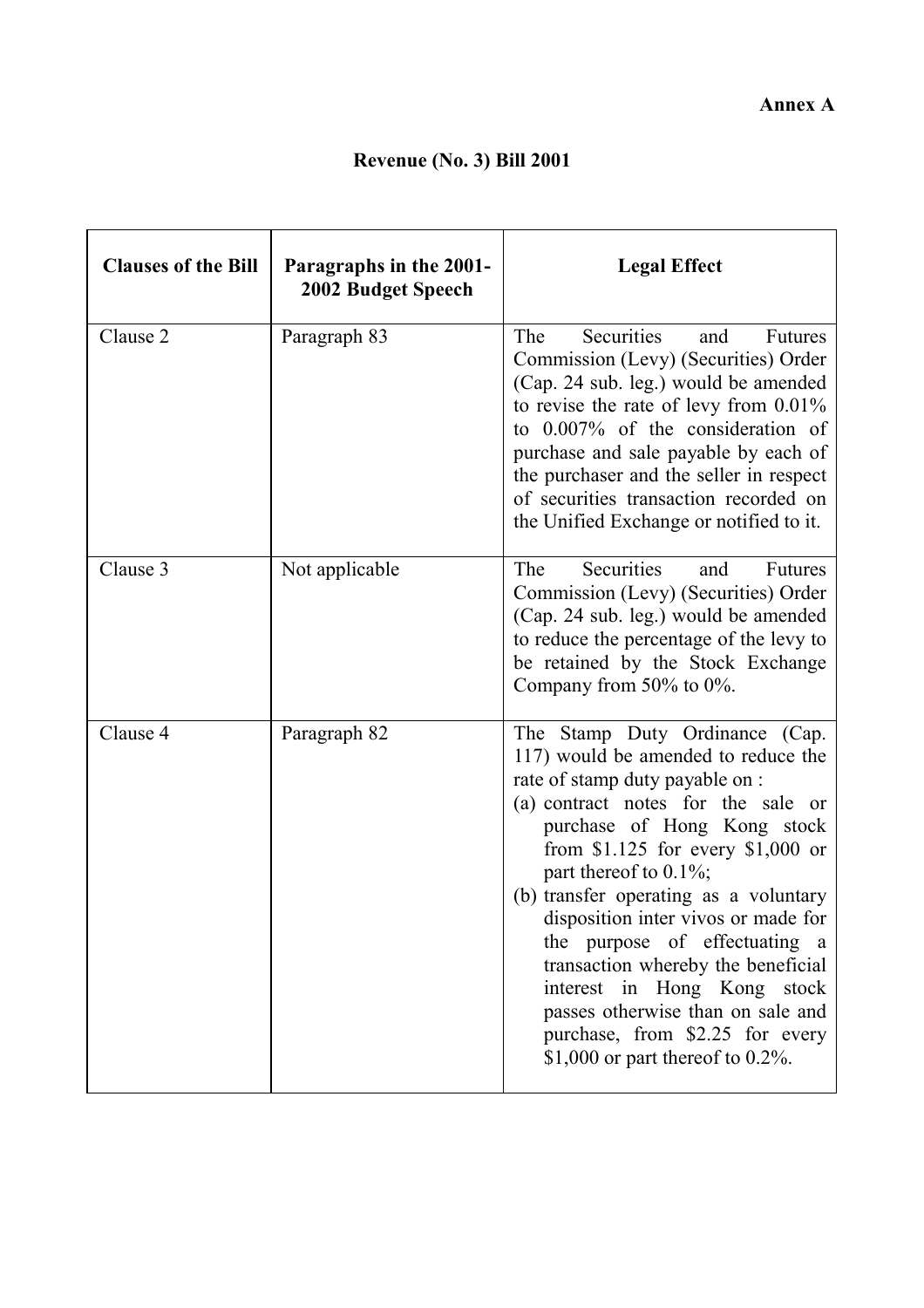**Annex A**

## Revenue (No. 3) Bill 2001

| Clauses of the Bill | Paragraphs in the 2001-2002 Budget Speech | Legal Effect |
|---|---|---|
| Clause 2 | Paragraph 83 | The Securities and Futures Commission (Levy) (Securities) Order (Cap. 24 sub. leg.) would be amended to revise the rate of levy from 0.01% to 0.007% of the consideration of purchase and sale payable by each of the purchaser and the seller in respect of securities transaction recorded on the Unified Exchange or notified to it. |
| Clause 3 | Not applicable | The Securities and Futures Commission (Levy) (Securities) Order (Cap. 24 sub. leg.) would be amended to reduce the percentage of the levy to be retained by the Stock Exchange Company from 50% to 0%. |
| Clause 4 | Paragraph 82 | The Stamp Duty Ordinance (Cap. 117) would be amended to reduce the rate of stamp duty payable on :<br>(a) contract notes for the sale or purchase of Hong Kong stock from $1.125 for every $1,000 or part thereof to 0.1%;<br>(b) transfer operating as a voluntary disposition inter vivos or made for the purpose of effectuating a transaction whereby the beneficial interest in Hong Kong stock passes otherwise than on sale and purchase, from $2.25 for every $1,000 or part thereof to 0.2%. |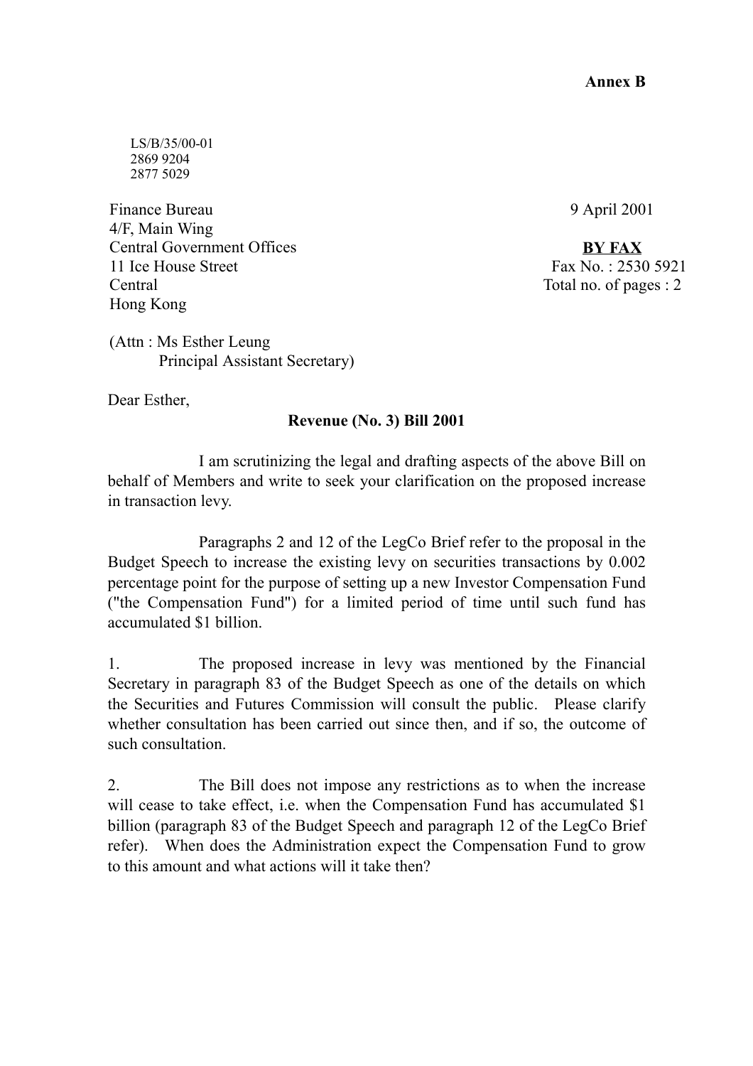**Annex B**

LS/B/35/00-01
2869 9204
2877 5029

Finance Bureau
4/F, Main Wing
Central Government Offices
11 Ice House Street
Central
Hong Kong

9 April 2001

**BY FAX**
Fax No. : 2530 5921
Total no. of pages : 2

(Attn : Ms Esther Leung
Principal Assistant Secretary)

Dear Esther,

**Revenue (No. 3) Bill 2001**

I am scrutinizing the legal and drafting aspects of the above Bill on behalf of Members and write to seek your clarification on the proposed increase in transaction levy.

Paragraphs 2 and 12 of the LegCo Brief refer to the proposal in the Budget Speech to increase the existing levy on securities transactions by 0.002 percentage point for the purpose of setting up a new Investor Compensation Fund ("the Compensation Fund") for a limited period of time until such fund has accumulated $1 billion.

1. The proposed increase in levy was mentioned by the Financial Secretary in paragraph 83 of the Budget Speech as one of the details on which the Securities and Futures Commission will consult the public. Please clarify whether consultation has been carried out since then, and if so, the outcome of such consultation.

2. The Bill does not impose any restrictions as to when the increase will cease to take effect, i.e. when the Compensation Fund has accumulated $1 billion (paragraph 83 of the Budget Speech and paragraph 12 of the LegCo Brief refer). When does the Administration expect the Compensation Fund to grow to this amount and what actions will it take then?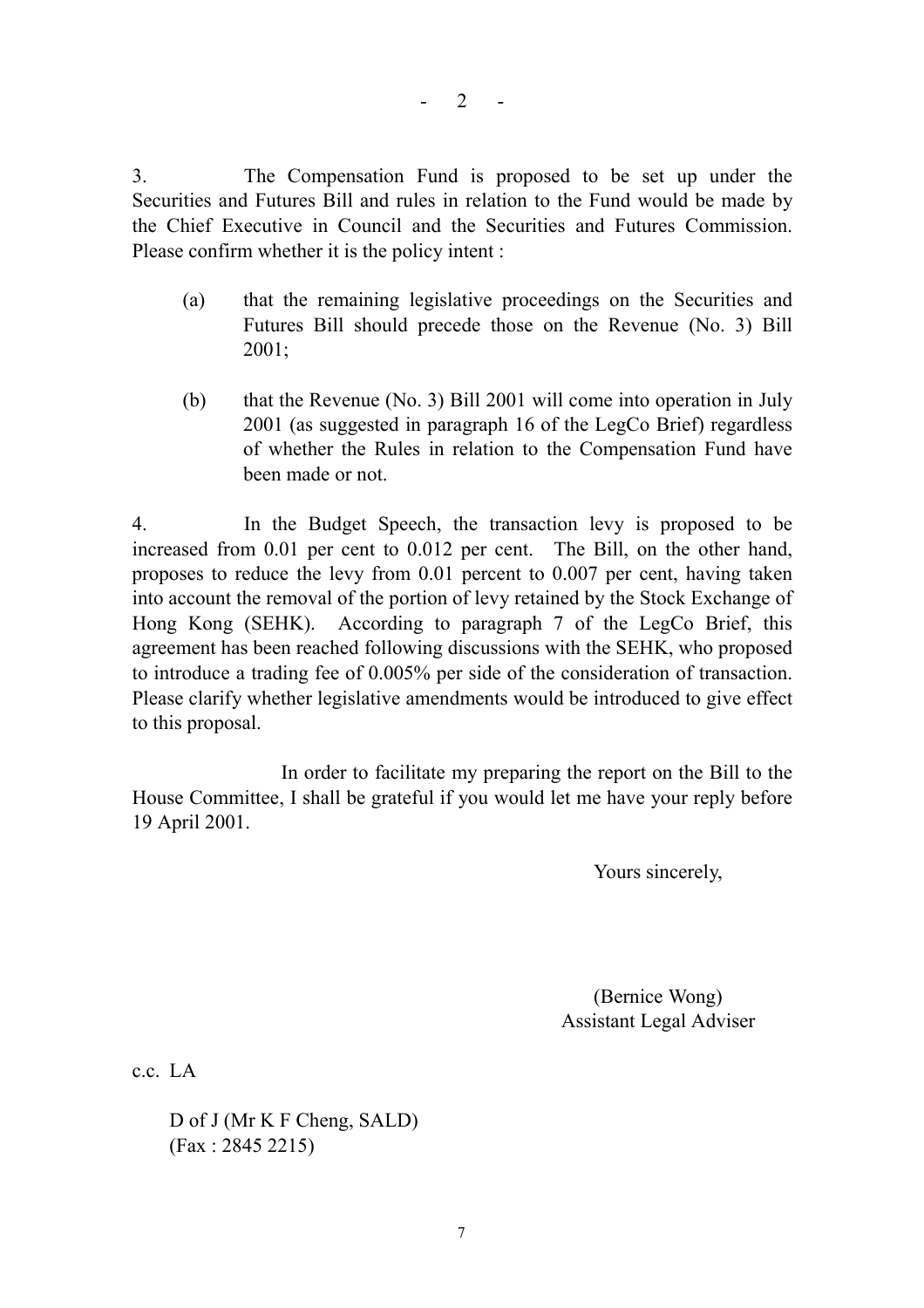3. The Compensation Fund is proposed to be set up under the Securities and Futures Bill and rules in relation to the Fund would be made by the Chief Executive in Council and the Securities and Futures Commission. Please confirm whether it is the policy intent :

(a) that the remaining legislative proceedings on the Securities and Futures Bill should precede those on the Revenue (No. 3) Bill 2001;

(b) that the Revenue (No. 3) Bill 2001 will come into operation in July 2001 (as suggested in paragraph 16 of the LegCo Brief) regardless of whether the Rules in relation to the Compensation Fund have been made or not.

4. In the Budget Speech, the transaction levy is proposed to be increased from 0.01 per cent to 0.012 per cent. The Bill, on the other hand, proposes to reduce the levy from 0.01 percent to 0.007 per cent, having taken into account the removal of the portion of levy retained by the Stock Exchange of Hong Kong (SEHK). According to paragraph 7 of the LegCo Brief, this agreement has been reached following discussions with the SEHK, who proposed to introduce a trading fee of 0.005% per side of the consideration of transaction. Please clarify whether legislative amendments would be introduced to give effect to this proposal.

In order to facilitate my preparing the report on the Bill to the House Committee, I shall be grateful if you would let me have your reply before 19 April 2001.

Yours sincerely,

(Bernice Wong)
Assistant Legal Adviser

c.c. LA

D of J (Mr K F Cheng, SALD)
(Fax : 2845 2215)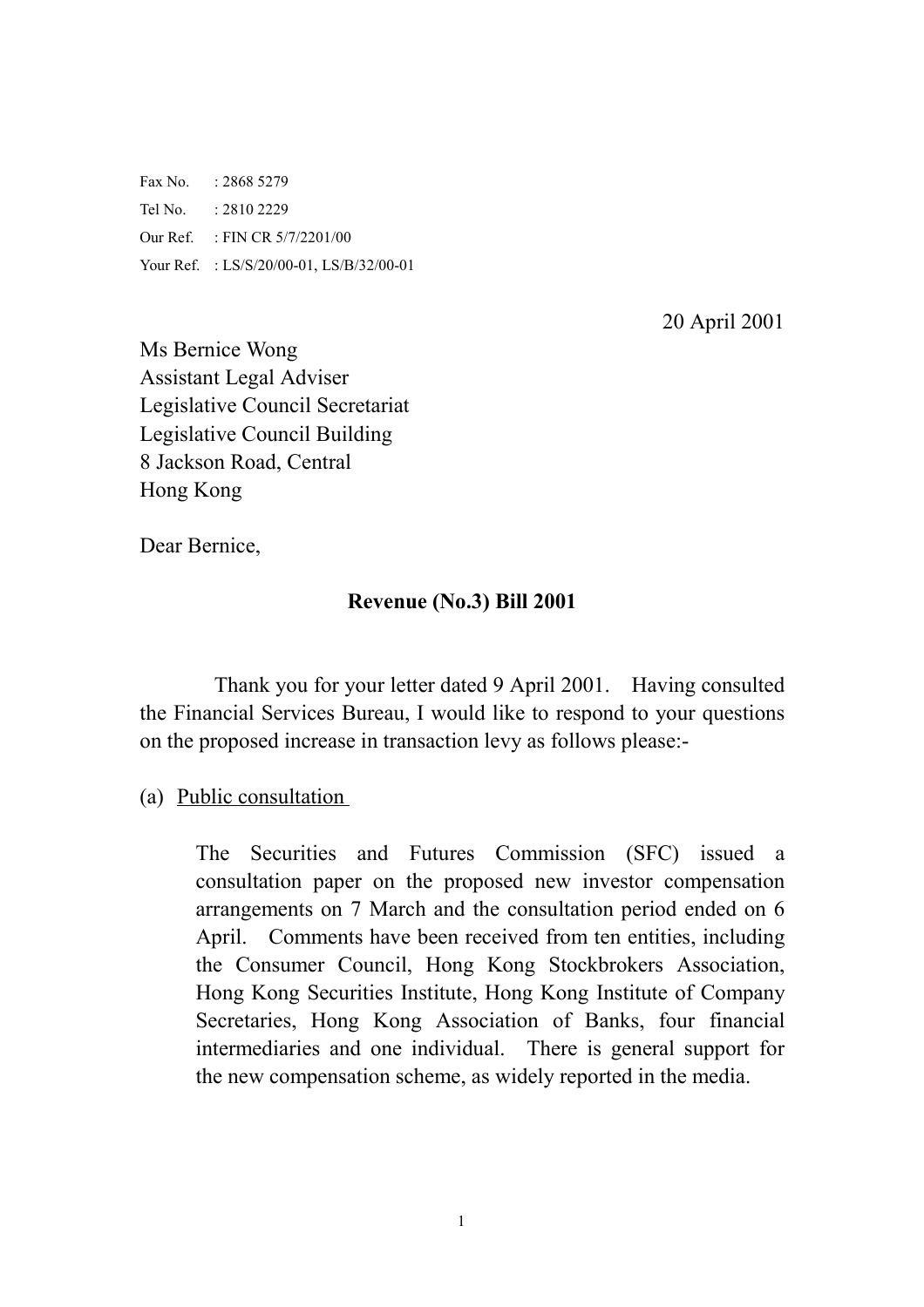Fax No. : 2868 5279
Tel No. : 2810 2229
Our Ref. : FIN CR 5/7/2201/00
Your Ref. : LS/S/20/00-01, LS/B/32/00-01

20 April 2001

Ms Bernice Wong
Assistant Legal Adviser
Legislative Council Secretariat
Legislative Council Building
8 Jackson Road, Central
Hong Kong

Dear Bernice,

**Revenue (No.3) Bill 2001**

Thank you for your letter dated 9 April 2001. Having consulted the Financial Services Bureau, I would like to respond to your questions on the proposed increase in transaction levy as follows please:-

(a) Public consultation

The Securities and Futures Commission (SFC) issued a consultation paper on the proposed new investor compensation arrangements on 7 March and the consultation period ended on 6 April. Comments have been received from ten entities, including the Consumer Council, Hong Kong Stockbrokers Association, Hong Kong Securities Institute, Hong Kong Institute of Company Secretaries, Hong Kong Association of Banks, four financial intermediaries and one individual. There is general support for the new compensation scheme, as widely reported in the media.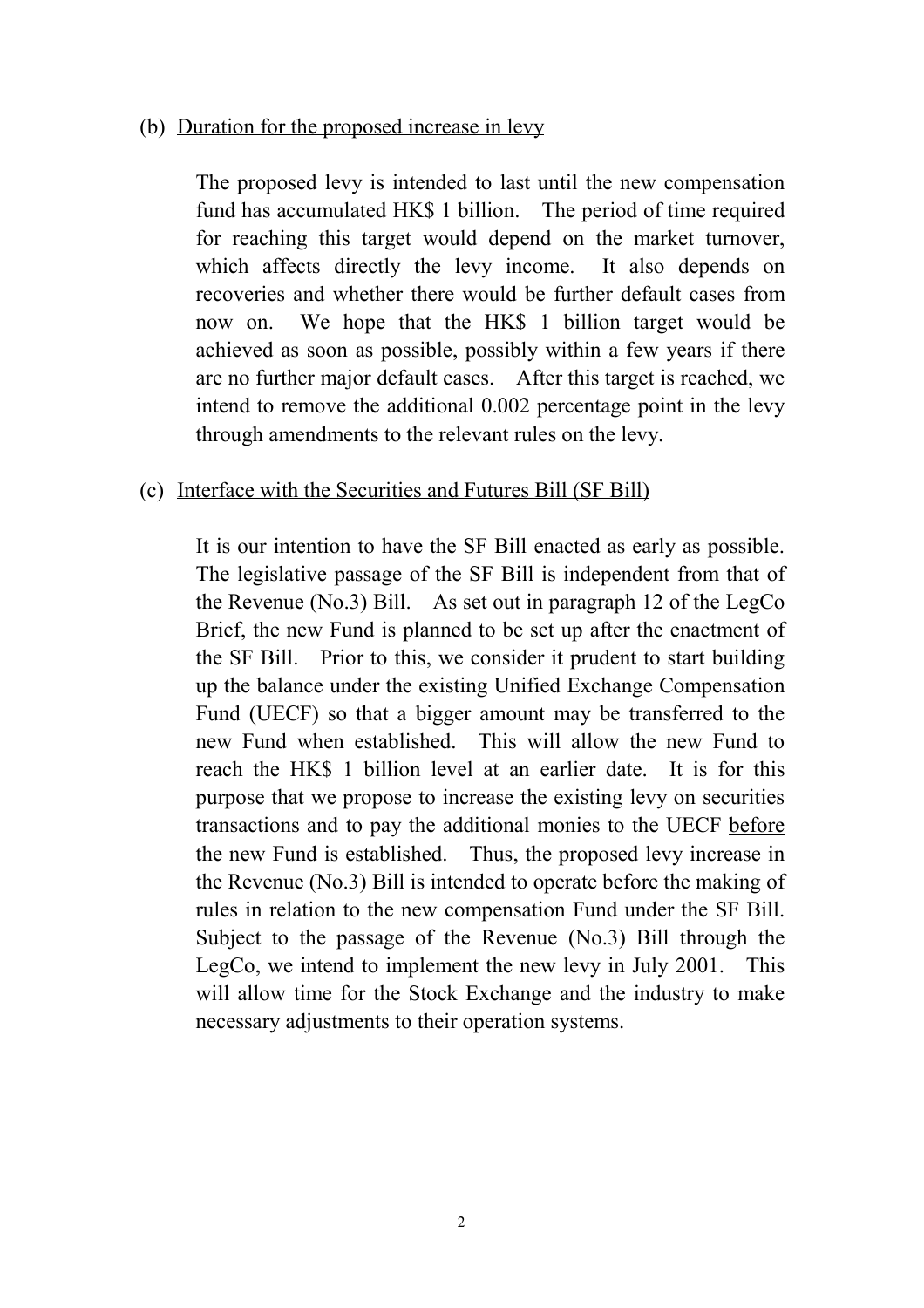(b) <u>Duration for the proposed increase in levy</u>

The proposed levy is intended to last until the new compensation fund has accumulated HK$ 1 billion. The period of time required for reaching this target would depend on the market turnover, which affects directly the levy income. It also depends on recoveries and whether there would be further default cases from now on. We hope that the HK$ 1 billion target would be achieved as soon as possible, possibly within a few years if there are no further major default cases. After this target is reached, we intend to remove the additional 0.002 percentage point in the levy through amendments to the relevant rules on the levy.

(c) <u>Interface with the Securities and Futures Bill (SF Bill)</u>

It is our intention to have the SF Bill enacted as early as possible. The legislative passage of the SF Bill is independent from that of the Revenue (No.3) Bill. As set out in paragraph 12 of the LegCo Brief, the new Fund is planned to be set up after the enactment of the SF Bill. Prior to this, we consider it prudent to start building up the balance under the existing Unified Exchange Compensation Fund (UECF) so that a bigger amount may be transferred to the new Fund when established. This will allow the new Fund to reach the HK$ 1 billion level at an earlier date. It is for this purpose that we propose to increase the existing levy on securities transactions and to pay the additional monies to the UECF <u>before</u> the new Fund is established. Thus, the proposed levy increase in the Revenue (No.3) Bill is intended to operate before the making of rules in relation to the new compensation Fund under the SF Bill. Subject to the passage of the Revenue (No.3) Bill through the LegCo, we intend to implement the new levy in July 2001. This will allow time for the Stock Exchange and the industry to make necessary adjustments to their operation systems.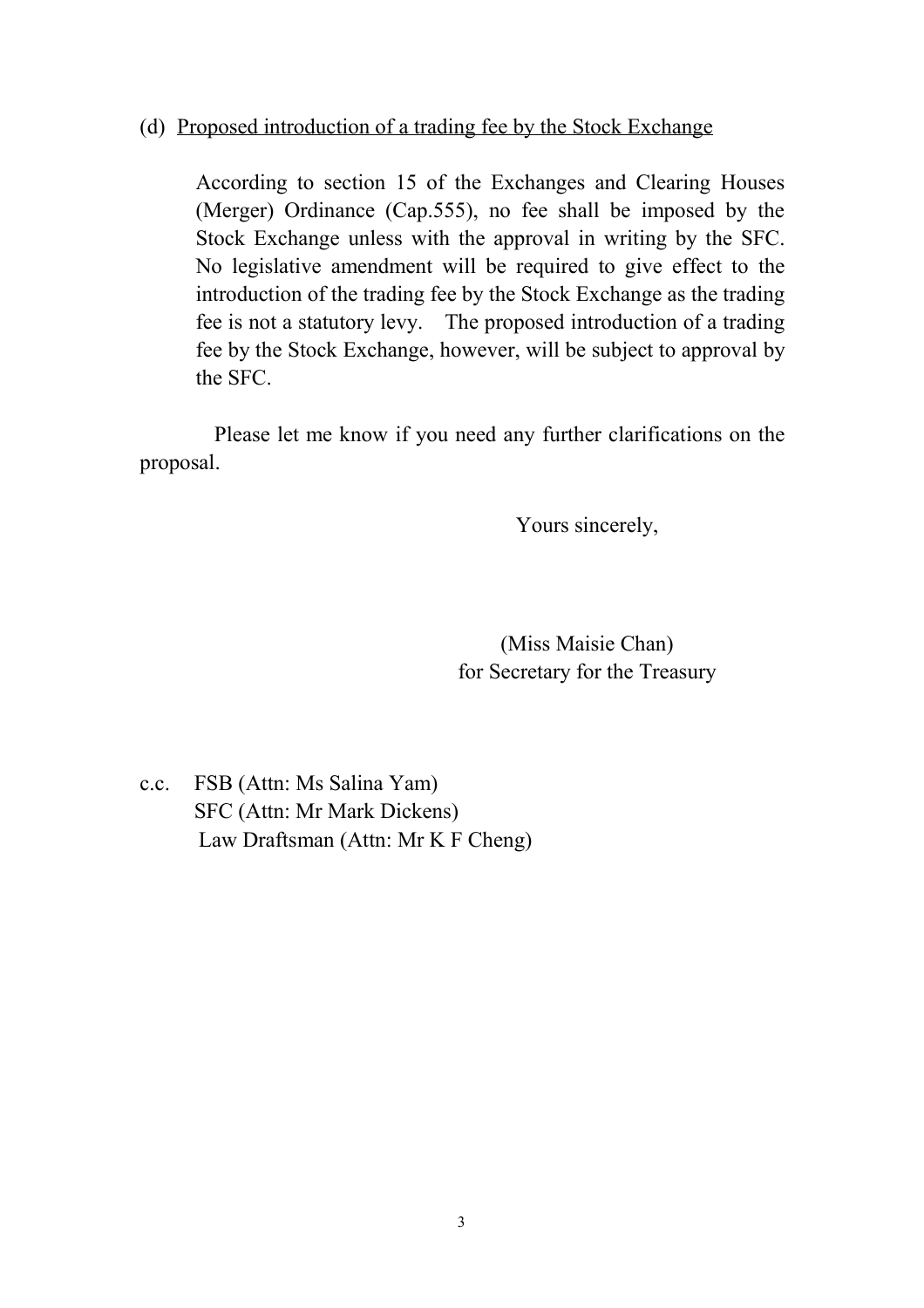(d) <u>Proposed introduction of a trading fee by the Stock Exchange</u>

According to section 15 of the Exchanges and Clearing Houses (Merger) Ordinance (Cap.555), no fee shall be imposed by the Stock Exchange unless with the approval in writing by the SFC. No legislative amendment will be required to give effect to the introduction of the trading fee by the Stock Exchange as the trading fee is not a statutory levy. The proposed introduction of a trading fee by the Stock Exchange, however, will be subject to approval by the SFC.

Please let me know if you need any further clarifications on the proposal.

Yours sincerely,

(Miss Maisie Chan)
for Secretary for the Treasury

c.c. FSB (Attn: Ms Salina Yam)
SFC (Attn: Mr Mark Dickens)
Law Draftsman (Attn: Mr K F Cheng)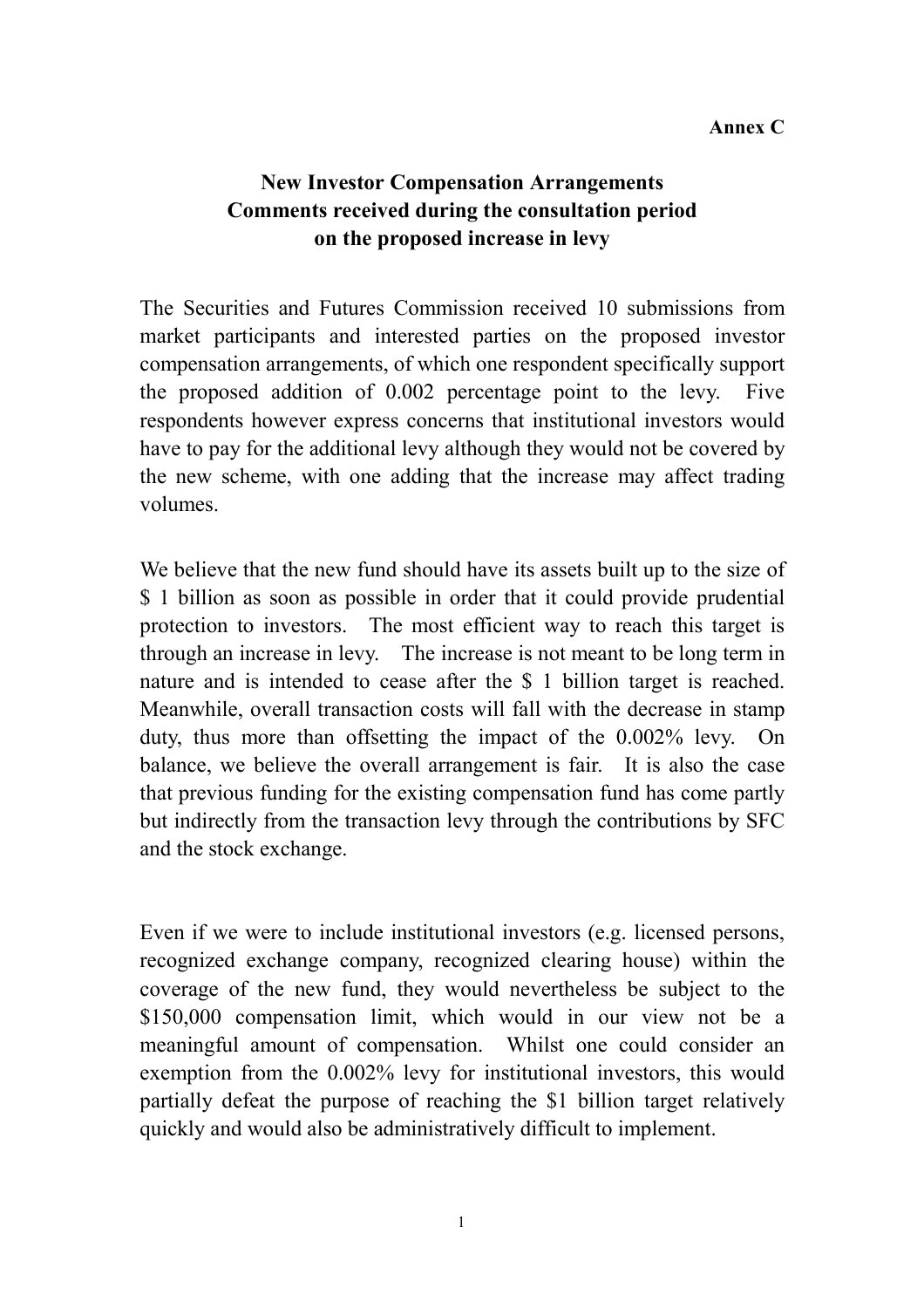**Annex C**

# New Investor Compensation Arrangements
# Comments received during the consultation period
# on the proposed increase in levy

The Securities and Futures Commission received 10 submissions from market participants and interested parties on the proposed investor compensation arrangements, of which one respondent specifically support the proposed addition of 0.002 percentage point to the levy. Five respondents however express concerns that institutional investors would have to pay for the additional levy although they would not be covered by the new scheme, with one adding that the increase may affect trading volumes.

We believe that the new fund should have its assets built up to the size of $ 1 billion as soon as possible in order that it could provide prudential protection to investors. The most efficient way to reach this target is through an increase in levy. The increase is not meant to be long term in nature and is intended to cease after the $ 1 billion target is reached. Meanwhile, overall transaction costs will fall with the decrease in stamp duty, thus more than offsetting the impact of the 0.002% levy. On balance, we believe the overall arrangement is fair. It is also the case that previous funding for the existing compensation fund has come partly but indirectly from the transaction levy through the contributions by SFC and the stock exchange.

Even if we were to include institutional investors (e.g. licensed persons, recognized exchange company, recognized clearing house) within the coverage of the new fund, they would nevertheless be subject to the $150,000 compensation limit, which would in our view not be a meaningful amount of compensation. Whilst one could consider an exemption from the 0.002% levy for institutional investors, this would partially defeat the purpose of reaching the $1 billion target relatively quickly and would also be administratively difficult to implement.